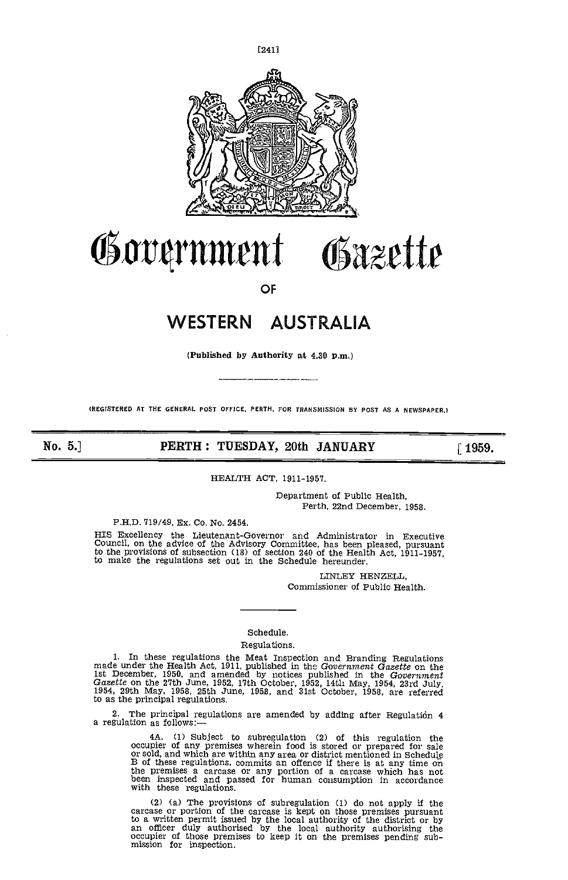# Government Gazette

## OF

# WESTERN AUSTRALIA

(Published by Authority at 4.30 p.m.)

(REGISTERED AT THE GENERAL POST OFFICE, PERTH, FOR TRANSMISSION BY POST AS A NEWSPAPER.)

**No. 5.] PERTH : TUESDAY, 20th JANUARY [1959.**

HEALTH ACT, 1911-1957.

Department of Public Health,
Perth, 22nd December, 1958.

P.H.D. 719/49, Ex. Co. No. 2454.

HIS Excellency the Lieutenant-Governor and Administrator in Executive Council, on the advice of the Advisory Committee, has been pleased, pursuant to the provisions of subsection (18) of section 240 of the Health Act, 1911-1957, to make the regulations set out in the Schedule hereunder.

LINLEY HENZELL,
Commissioner of Public Health.

Schedule.

Regulations.

1. In these regulations the Meat Inspection and Branding Regulations made under the Health Act, 1911, published in the *Government Gazette* on the 1st December, 1950, and amended by notices published in the *Government Gazette* on the 27th June, 1952, 17th October, 1952, 14th May, 1954, 23rd July, 1954, 29th May, 1958, 25th June, 1958, and 31st October, 1958, are referred to as the principal regulations.

2. The principal regulations are amended by adding after Regulation 4 a regulation as follows:—

4A. (1) Subject to subregulation (2) of this regulation the occupier of any premises wherein food is stored or prepared for sale or sold, and which are within any area or district mentioned in Schedule B of these regulations, commits an offence if there is at any time on the premises a carcase or any portion of a carcase which has not been inspected and passed for human consumption in accordance with these regulations.

(2) (a) The provisions of subregulation (1) do not apply if the carcase or portion of the carcase is kept on those premises pursuant to a written permit issued by the local authority of the district or by an officer duly authorised by the local authority authorising the occupier of those premises to keep it on the premises pending submission for inspection.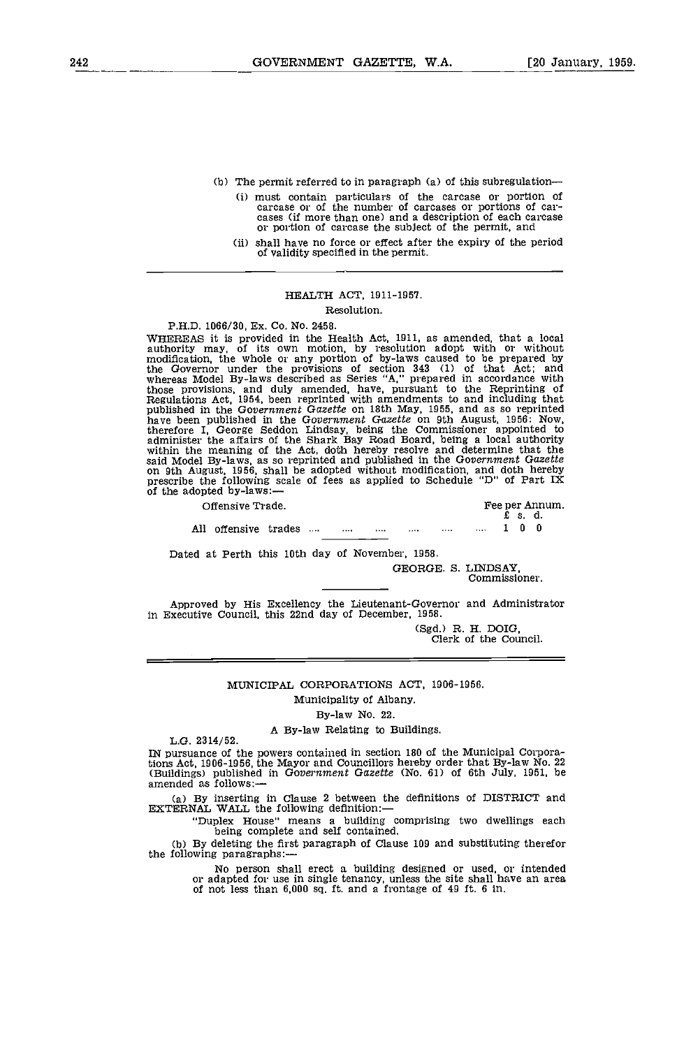(b) The permit referred to in paragraph (a) of this subregulation—

(i) must contain particulars of the carcase or portion of carcase or of the number of carcases or portions of carcases (if more than one) and a description of each carcase or portion of carcase the subject of the permit, and

(ii) shall have no force or effect after the expiry of the period of validity specified in the permit.

---

## HEALTH ACT, 1911-1957.

Resolution.

P.H.D. 1066/30, Ex. Co. No. 2458.

WHEREAS it is provided in the Health Act, 1911, as amended, that a local authority may, of its own motion, by resolution adopt with or without modification, the whole or any portion of by-laws caused to be prepared by the Governor under the provisions of section 343 (1) of that Act; and whereas Model By-laws described as Series "A," prepared in accordance with those provisions, and duly amended, have, pursuant to the Reprinting of Regulations Act, 1954, been reprinted with amendments to and including that published in the *Government Gazette* on 18th May, 1955, and as so reprinted have been published in the *Government Gazette* on 9th August, 1956: Now, therefore I, George Seddon Lindsay, being the Commissioner appointed to administer the affairs of the Shark Bay Road Board, being a local authority within the meaning of the Act, doth hereby resolve and determine that the said Model By-laws, as so reprinted and published in the *Government Gazette* on 9th August, 1956, shall be adopted without modification, and doth hereby prescribe the following scale of fees as applied to Schedule "D" of Part IX of the adopted by-laws:—

| Offensive Trade. | Fee per Annum. £ s. d. |
|---|---|
| All offensive trades .... .... .... .... .... .... | 1 0 0 |

Dated at Perth this 10th day of November, 1958.

GEORGE. S. LINDSAY,
Commissioner.

Approved by His Excellency the Lieutenant-Governor and Administrator in Executive Council, this 22nd day of December, 1958.

(Sgd.) R. H. DOIG,
Clerk of the Council.

---

## MUNICIPAL CORPORATIONS ACT, 1906-1956.

Municipality of Albany.

By-law No. 22.

A By-law Relating to Buildings.

L.G. 2314/52.

IN pursuance of the powers contained in section 180 of the Municipal Corporations Act, 1906-1956, the Mayor and Councillors hereby order that By-law No. 22 (Buildings) published in *Government Gazette* (No. 61) of 6th July, 1951, be amended as follows:—

(a) By inserting in Clause 2 between the definitions of DISTRICT and EXTERNAL WALL the following definition:—

"Duplex House" means a building comprising two dwellings each being complete and self contained.

(b) By deleting the first paragraph of Clause 109 and substituting therefor the following paragraphs:—

No person shall erect a building designed or used, or intended or adapted for use in single tenancy, unless the site shall have an area of not less than 6,000 sq. ft. and a frontage of 49 ft. 6 in.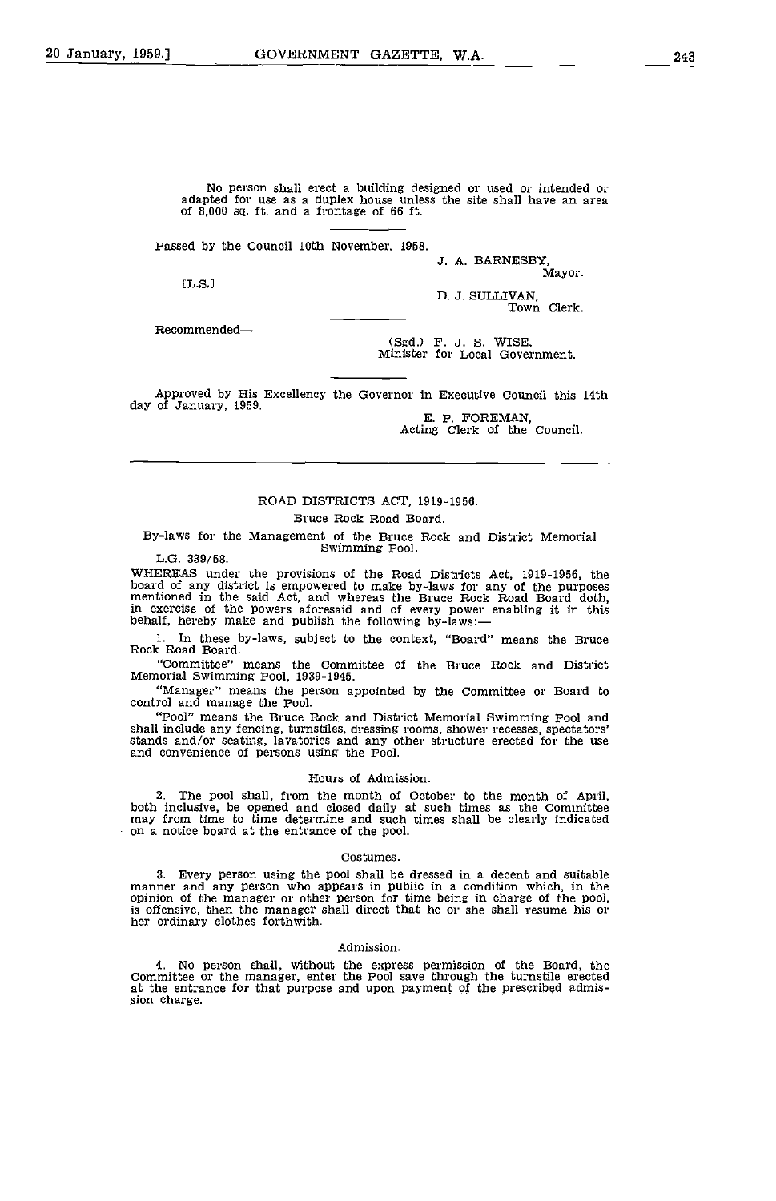No person shall erect a building designed or used or intended or adapted for use as a duplex house unless the site shall have an area of 8,000 sq. ft. and a frontage of 66 ft.

Passed by the Council 10th November, 1958.

J. A. BARNESBY,
Mayor.

[L.S.]

D. J. SULLIVAN,
Town Clerk.

Recommended—

(Sgd.) F. J. S. WISE,
Minister for Local Government.

Approved by His Excellency the Governor in Executive Council this 14th day of January, 1959.

E. P. FOREMAN,
Acting Clerk of the Council.

---

## ROAD DISTRICTS ACT, 1919-1956.

### Bruce Rock Road Board.

### By-laws for the Management of the Bruce Rock and District Memorial Swimming Pool.

L.G. 339/58.

WHEREAS under the provisions of the Road Districts Act, 1919-1956, the board of any district is empowered to make by-laws for any of the purposes mentioned in the said Act, and whereas the Bruce Rock Road Board doth, in exercise of the powers aforesaid and of every power enabling it in this behalf, hereby make and publish the following by-laws:—

1. In these by-laws, subject to the context, "Board" means the Bruce Rock Road Board.

"Committee" means the Committee of the Bruce Rock and District Memorial Swimming Pool, 1939-1945.

"Manager" means the person appointed by the Committee or Board to control and manage the Pool.

"Pool" means the Bruce Rock and District Memorial Swimming Pool and shall include any fencing, turnstiles, dressing rooms, shower recesses, spectators' stands and/or seating, lavatories and any other structure erected for the use and convenience of persons using the Pool.

#### Hours of Admission.

2. The pool shall, from the month of October to the month of April, both inclusive, be opened and closed daily at such times as the Committee may from time to time determine and such times shall be clearly indicated on a notice board at the entrance of the pool.

#### Costumes.

3. Every person using the pool shall be dressed in a decent and suitable manner and any person who appears in public in a condition which, in the opinion of the manager or other person for time being in charge of the pool, is offensive, then the manager shall direct that he or she shall resume his or her ordinary clothes forthwith.

#### Admission.

4. No person shall, without the express permission of the Board, the Committee or the manager, enter the Pool save through the turnstile erected at the entrance for that purpose and upon payment of the prescribed admission charge.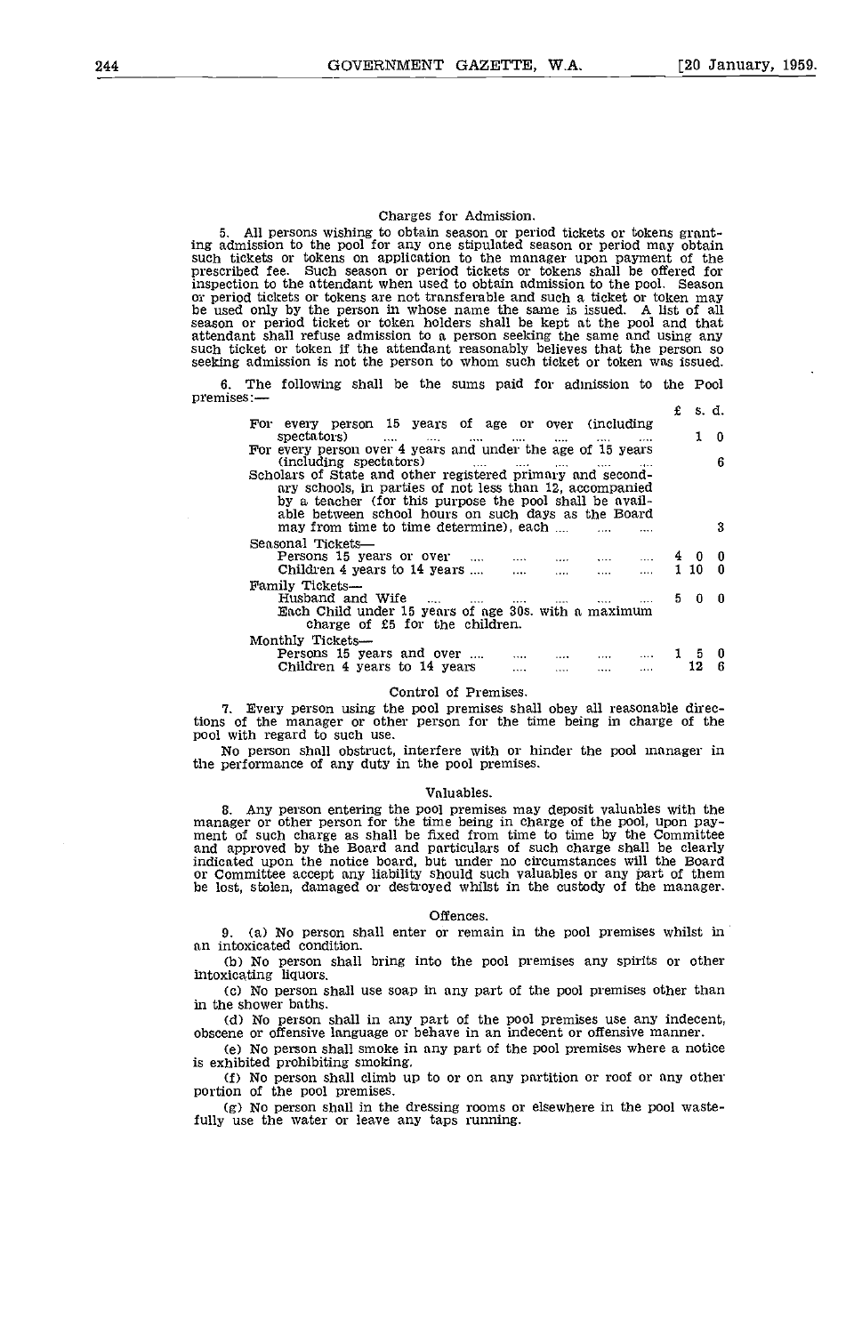### Charges for Admission.

5. All persons wishing to obtain season or period tickets or tokens granting admission to the pool for any one stipulated season or period may obtain such tickets or tokens on application to the manager upon payment of the prescribed fee. Such season or period tickets or tokens shall be offered for inspection to the attendant when used to obtain admission to the pool. Season or period tickets or tokens are not transferable and such a ticket or token may be used only by the person in whose name the same is issued. A list of all season or period ticket or token holders shall be kept at the pool and that attendant shall refuse admission to a person seeking the same and using any such ticket or token if the attendant reasonably believes that the person so seeking admission is not the person to whom such ticket or token was issued.

6. The following shall be the sums paid for admission to the Pool premises:—

| | £ | s. | d. |
|---|---|---|---|
| For every person 15 years of age or over (including spectators) .... .... .... .... .... .... .... | | 1 | 0 |
| For every person over 4 years and under the age of 15 years (including spectators) .... .... .... .... .... | | | 6 |
| Scholars of State and other registered primary and secondary schools, in parties of not less than 12, accompanied by a teacher (for this purpose the pool shall be available between school hours on such days as the Board may from time to time determine), each .... .... .... | | | 3 |
| Seasonal Tickets— | | | |
| Persons 15 years or over .... .... .... .... .... | 4 | 0 | 0 |
| Children 4 years to 14 years .... .... .... .... .... | 1 | 10 | 0 |
| Family Tickets— | | | |
| Husband and Wife .... .... .... .... .... .... | 5 | 0 | 0 |
| Each Child under 15 years of age 30s. with a maximum charge of £5 for the children. | | | |
| Monthly Tickets— | | | |
| Persons 15 years and over .... .... .... .... .... | 1 | 5 | 0 |
| Children 4 years to 14 years .... .... .... .... .... | | 12 | 6 |

### Control of Premises.

7. Every person using the pool premises shall obey all reasonable directions of the manager or other person for the time being in charge of the pool with regard to such use.

No person shall obstruct, interfere with or hinder the pool manager in the performance of any duty in the pool premises.

### Valuables.

8. Any person entering the pool premises may deposit valuables with the manager or other person for the time being in charge of the pool, upon payment of such charge as shall be fixed from time to time by the Committee and approved by the Board and particulars of such charge shall be clearly indicated upon the notice board, but under no circumstances will the Board or Committee accept any liability should such valuables or any part of them be lost, stolen, damaged or destroyed whilst in the custody of the manager.

### Offences.

9. (a) No person shall enter or remain in the pool premises whilst in an intoxicated condition.

(b) No person shall bring into the pool premises any spirits or other intoxicating liquors.

(c) No person shall use soap in any part of the pool premises other than in the shower baths.

(d) No person shall in any part of the pool premises use any indecent, obscene or offensive language or behave in an indecent or offensive manner.

(e) No person shall smoke in any part of the pool premises where a notice is exhibited prohibiting smoking.

(f) No person shall climb up to or on any partition or roof or any other portion of the pool premises.

(g) No person shall in the dressing rooms or elsewhere in the pool wastefully use the water or leave any taps running.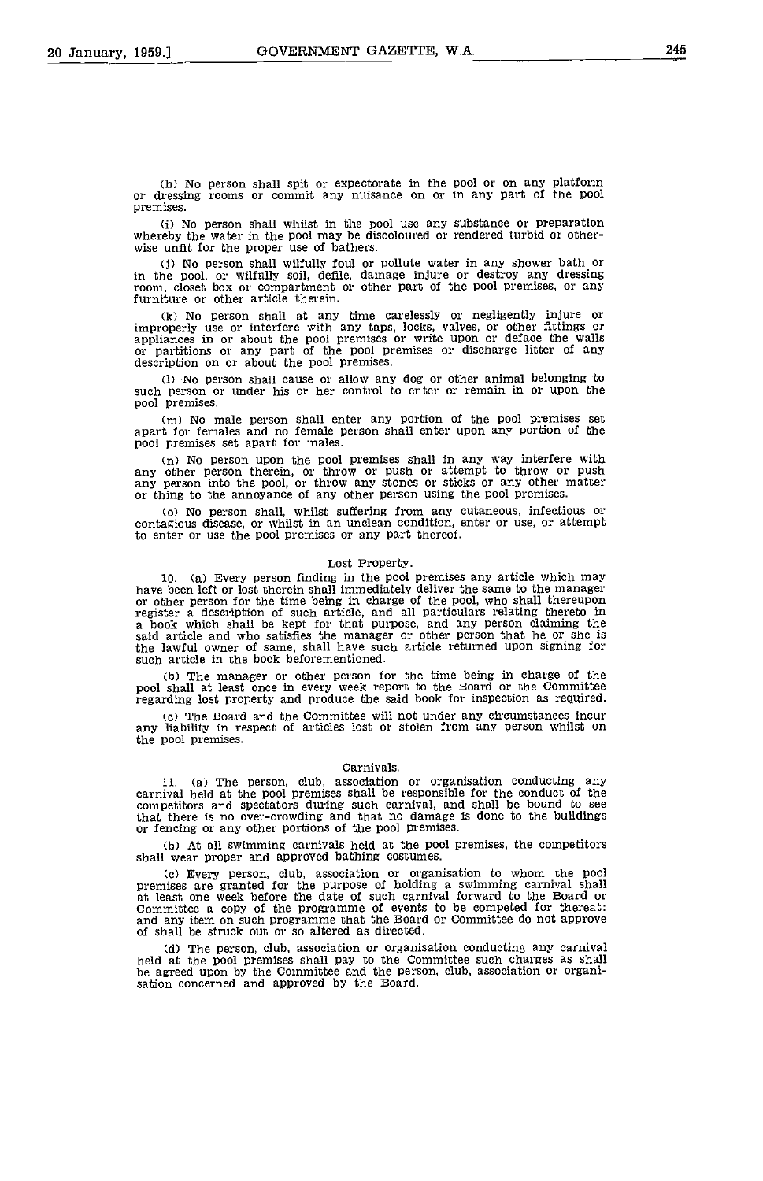(h) No person shall spit or expectorate in the pool or on any platform or dressing rooms or commit any nuisance on or in any part of the pool premises.

(i) No person shall whilst in the pool use any substance or preparation whereby the water in the pool may be discoloured or rendered turbid or otherwise unfit for the proper use of bathers.

(j) No person shall wilfully foul or pollute water in any shower bath or in the pool, or wilfully soil, defile, damage injure or destroy any dressing room, closet box or compartment or other part of the pool premises, or any furniture or other article therein.

(k) No person shall at any time carelessly or negligently injure or improperly use or interfere with any taps, locks, valves, or other fittings or appliances in or about the pool premises or write upon or deface the walls or partitions or any part of the pool premises or discharge litter of any description on or about the pool premises.

(l) No person shall cause or allow any dog or other animal belonging to such person or under his or her control to enter or remain in or upon the pool premises.

(m) No male person shall enter any portion of the pool premises set apart for females and no female person shall enter upon any portion of the pool premises set apart for males.

(n) No person upon the pool premises shall in any way interfere with any other person therein, or throw or push or attempt to throw or push any person into the pool, or throw any stones or sticks or any other matter or thing to the annoyance of any other person using the pool premises.

(o) No person shall, whilst suffering from any cutaneous, infectious or contagious disease, or whilst in an unclean condition, enter or use, or attempt to enter or use the pool premises or any part thereof.

### Lost Property.

10. (a) Every person finding in the pool premises any article which may have been left or lost therein shall immediately deliver the same to the manager or other person for the time being in charge of the pool, who shall thereupon register a description of such article, and all particulars relating thereto in a book which shall be kept for that purpose, and any person claiming the said article and who satisfies the manager or other person that he or she is the lawful owner of same, shall have such article returned upon signing for such article in the book beforementioned.

(b) The manager or other person for the time being in charge of the pool shall at least once in every week report to the Board or the Committee regarding lost property and produce the said book for inspection as required.

(c) The Board and the Committee will not under any circumstances incur any liability in respect of articles lost or stolen from any person whilst on the pool premises.

### Carnivals.

11. (a) The person, club, association or organisation conducting any carnival held at the pool premises shall be responsible for the conduct of the competitors and spectators during such carnival, and shall be bound to see that there is no over-crowding and that no damage is done to the buildings or fencing or any other portions of the pool premises.

(b) At all swimming carnivals held at the pool premises, the competitors shall wear proper and approved bathing costumes.

(c) Every person, club, association or organisation to whom the pool premises are granted for the purpose of holding a swimming carnival shall at least one week before the date of such carnival forward to the Board or Committee a copy of the programme of events to be competed for thereat: and any item on such programme that the Board or Committee do not approve of shall be struck out or so altered as directed.

(d) The person, club, association or organisation conducting any carnival held at the pool premises shall pay to the Committee such charges as shall be agreed upon by the Committee and the person, club, association or organisation concerned and approved by the Board.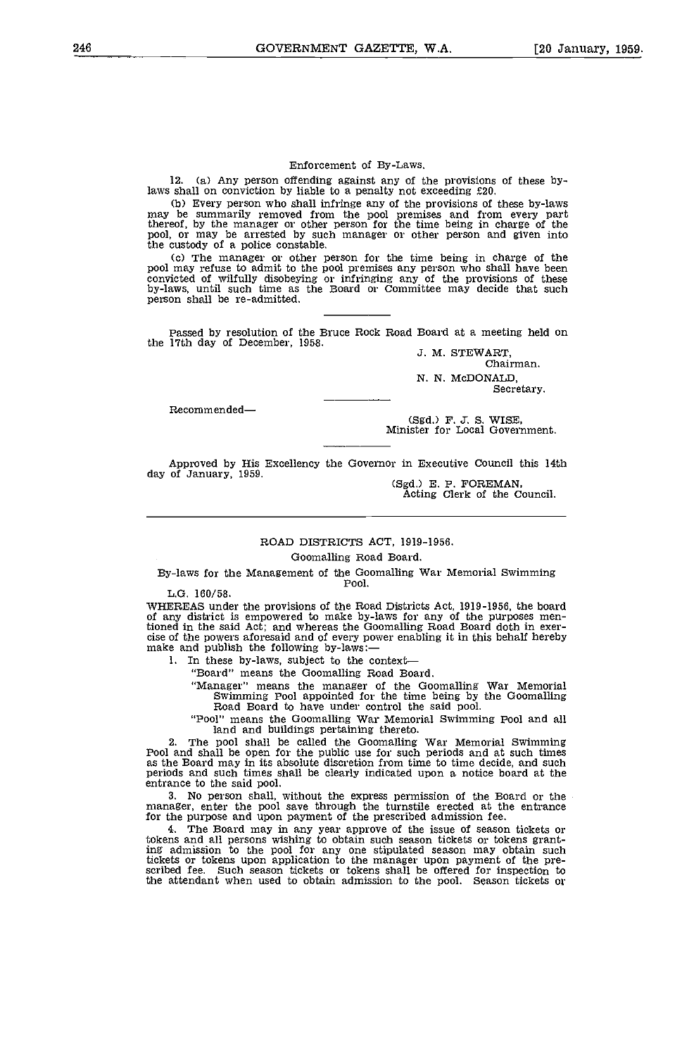### Enforcement of By-Laws.

12. (a) Any person offending against any of the provisions of these by-laws shall on conviction by liable to a penalty not exceeding £20.

(b) Every person who shall infringe any of the provisions of these by-laws may be summarily removed from the pool premises and from every part thereof, by the manager or other person for the time being in charge of the pool, or may be arrested by such manager or other person and given into the custody of a police constable.

(c) The manager or other person for the time being in charge of the pool may refuse to admit to the pool premises any person who shall have been convicted of wilfully disobeying or infringing any of the provisions of these by-laws, until such time as the Board or Committee may decide that such person shall be re-admitted.

---

Passed by resolution of the Bruce Rock Road Board at a meeting held on the 17th day of December, 1958.

J. M. STEWART,
Chairman.

N. N. McDONALD,
Secretary.

---

Recommended—

(Sgd.) F. J. S. WISE,
Minister for Local Government.

---

Approved by His Excellency the Governor in Executive Council this 14th day of January, 1959.

(Sgd.) E. P. FOREMAN,
Acting Clerk of the Council.

---

## ROAD DISTRICTS ACT, 1919-1956.

### Goomalling Road Board.

### By-laws for the Management of the Goomalling War Memorial Swimming Pool.

L.G. 160/58.

WHEREAS under the provisions of the Road Districts Act, 1919-1956, the board of any district is empowered to make by-laws for any of the purposes mentioned in the said Act; and whereas the Goomalling Road Board doth in exercise of the powers aforesaid and of every power enabling it in this behalf hereby make and publish the following by-laws:—

1. In these by-laws, subject to the context—

 "Board" means the Goomalling Road Board.

 "Manager" means the manager of the Goomalling War Memorial Swimming Pool appointed for the time being by the Goomalling Road Board to have under control the said pool.

 "Pool" means the Goomalling War Memorial Swimming Pool and all land and buildings pertaining thereto.

2. The pool shall be called the Goomalling War Memorial Swimming Pool and shall be open for the public use for such periods and at such times as the Board may in its absolute discretion from time to time decide, and such periods and such times shall be clearly indicated upon a notice board at the entrance to the said pool.

3. No person shall, without the express permission of the Board or the manager, enter the pool save through the turnstile erected at the entrance for the purpose and upon payment of the prescribed admission fee.

4. The Board may in any year approve of the issue of season tickets or tokens and all persons wishing to obtain such season tickets or tokens granting admission to the pool for any one stipulated season may obtain such tickets or tokens upon application to the manager upon payment of the prescribed fee. Such season tickets or tokens shall be offered for inspection to the attendant when used to obtain admission to the pool. Season tickets or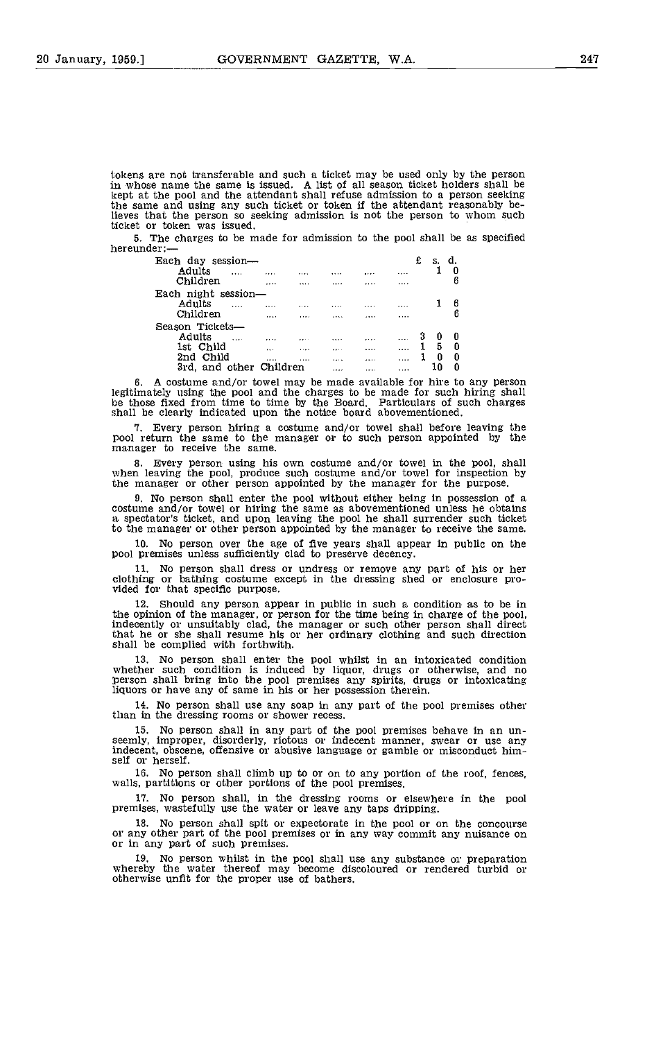tokens are not transferable and such a ticket may be used only by the person in whose name the same is issued. A list of all season ticket holders shall be kept at the pool and the attendant shall refuse admission to a person seeking the same and using any such ticket or token if the attendant reasonably believes that the person so seeking admission is not the person to whom such ticket or token was issued.

5. The charges to be made for admission to the pool shall be as specified hereunder:—

| | £ | s. | d. |
|---|---|---|---|
| Each day session— | | | |
| Adults | | 1 | 0 |
| Children | | | 6 |
| Each night session— | | | |
| Adults | | 1 | 6 |
| Children | | | 6 |
| Season Tickets— | | | |
| Adults | 3 | 0 | 0 |
| 1st Child | 1 | 5 | 0 |
| 2nd Child | 1 | 0 | 0 |
| 3rd, and other Children | | 10 | 0 |

6. A costume and/or towel may be made available for hire to any person legitimately using the pool and the charges to be made for such hiring shall be those fixed from time to time by the Board. Particulars of such charges shall be clearly indicated upon the notice board abovementioned.

7. Every person hiring a costume and/or towel shall before leaving the pool return the same to the manager or to such person appointed by the manager to receive the same.

8. Every person using his own costume and/or towel in the pool, shall when leaving the pool, produce such costume and/or towel for inspection by the manager or other person appointed by the manager for the purpose.

9. No person shall enter the pool without either being in possession of a costume and/or towel or hiring the same as abovementioned unless he obtains a spectator's ticket, and upon leaving the pool he shall surrender such ticket to the manager or other person appointed by the manager to receive the same.

10. No person over the age of five years shall appear in public on the pool premises unless sufficiently clad to preserve decency.

11. No person shall dress or undress or remove any part of his or her clothing or bathing costume except in the dressing shed or enclosure provided for that specific purpose.

12. Should any person appear in public in such a condition as to be in the opinion of the manager, or person for the time being in charge of the pool, indecently or unsuitably clad, the manager or such other person shall direct that he or she shall resume his or her ordinary clothing and such direction shall be complied with forthwith.

13. No person shall enter the pool whilst in an intoxicated condition whether such condition is induced by liquor, drugs or otherwise, and no person shall bring into the pool premises any spirits, drugs or intoxicating liquors or have any of same in his or her possession therein.

14. No person shall use any soap in any part of the pool premises other than in the dressing rooms or shower recess.

15. No person shall in any part of the pool premises behave in an unseemly, improper, disorderly, riotous or indecent manner, swear or use any indecent, obscene, offensive or abusive language or gamble or misconduct himself or herself.

16. No person shall climb up to or on to any portion of the roof, fences, walls, partitions or other portions of the pool premises.

17. No person shall, in the dressing rooms or elsewhere in the pool premises, wastefully use the water or leave any taps dripping.

18. No person shall spit or expectorate in the pool or on the concourse or any other part of the pool premises or in any way commit any nuisance on or in any part of such premises.

19. No person whilst in the pool shall use any substance or preparation whereby the water thereof may become discoloured or rendered turbid or otherwise unfit for the proper use of bathers.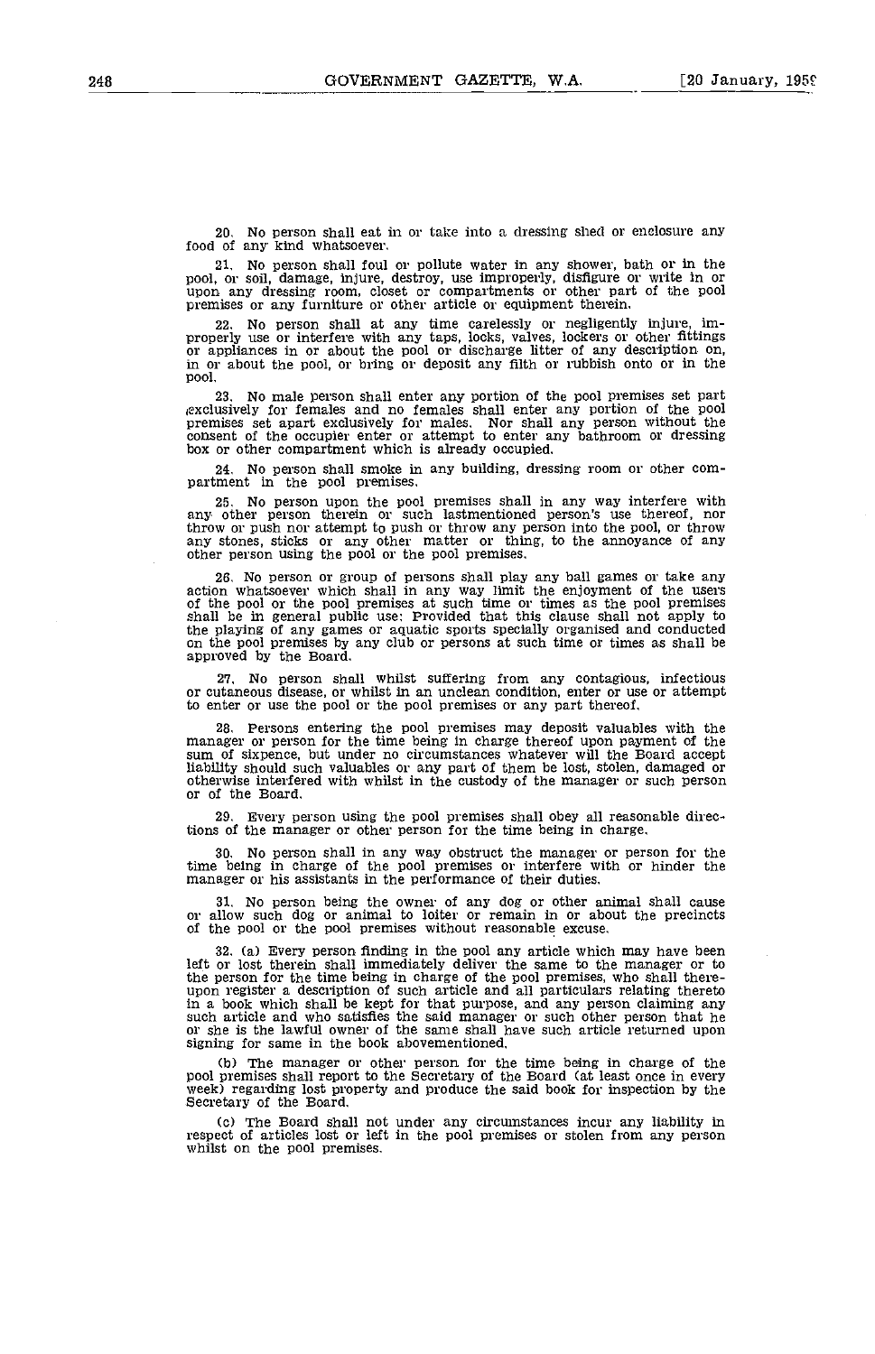20. No person shall eat in or take into a dressing shed or enclosure any food of any kind whatsoever.

21. No person shall foul or pollute water in any shower, bath or in the pool, or soil, damage, injure, destroy, use improperly, disfigure or write in or upon any dressing room, closet or compartments or other part of the pool premises or any furniture or other article or equipment therein.

22. No person shall at any time carelessly or negligently injure, improperly use or interfere with any taps, locks, valves, lockers or other fittings or appliances in or about the pool or discharge litter of any description on, in or about the pool, or bring or deposit any filth or rubbish onto or in the pool.

23. No male person shall enter any portion of the pool premises set part exclusively for females and no females shall enter any portion of the pool premises set apart exclusively for males. Nor shall any person without the consent of the occupier enter or attempt to enter any bathroom or dressing box or other compartment which is already occupied.

24. No person shall smoke in any building, dressing room or other compartment in the pool premises.

25. No person upon the pool premises shall in any way interfere with any other person therein or such lastmentioned person's use thereof, nor throw or push nor attempt to push or throw any person into the pool, or throw any stones, sticks or any other matter or thing, to the annoyance of any other person using the pool or the pool premises.

26. No person or group of persons shall play any ball games or take any action whatsoever which shall in any way limit the enjoyment of the users of the pool or the pool premises at such time or times as the pool premises shall be in general public use: Provided that this clause shall not apply to the playing of any games or aquatic sports specially organised and conducted on the pool premises by any club or persons at such time or times as shall be approved by the Board.

27. No person shall whilst suffering from any contagious, infectious or cutaneous disease, or whilst in an unclean condition, enter or use or attempt to enter or use the pool or the pool premises or any part thereof.

28. Persons entering the pool premises may deposit valuables with the manager or person for the time being in charge thereof upon payment of the sum of sixpence, but under no circumstances whatever will the Board accept liability should such valuables or any part of them be lost, stolen, damaged or otherwise interfered with whilst in the custody of the manager or such person or of the Board.

29. Every person using the pool premises shall obey all reasonable directions of the manager or other person for the time being in charge.

30. No person shall in any way obstruct the manager or person for the time being in charge of the pool premises or interfere with or hinder the manager or his assistants in the performance of their duties.

31. No person being the owner of any dog or other animal shall cause or allow such dog or animal to loiter or remain in or about the precincts of the pool or the pool premises without reasonable excuse.

32. (a) Every person finding in the pool any article which may have been left or lost therein shall immediately deliver the same to the manager or to the person for the time being in charge of the pool premises, who shall thereupon register a description of such article and all particulars relating thereto in a book which shall be kept for that purpose, and any person claiming any such article and who satisfies the said manager or such other person that he or she is the lawful owner of the same shall have such article returned upon signing for same in the book abovementioned.

(b) The manager or other person for the time being in charge of the pool premises shall report to the Secretary of the Board (at least once in every week) regarding lost property and produce the said book for inspection by the Secretary of the Board.

(c) The Board shall not under any circumstances incur any liability in respect of articles lost or left in the pool premises or stolen from any person whilst on the pool premises.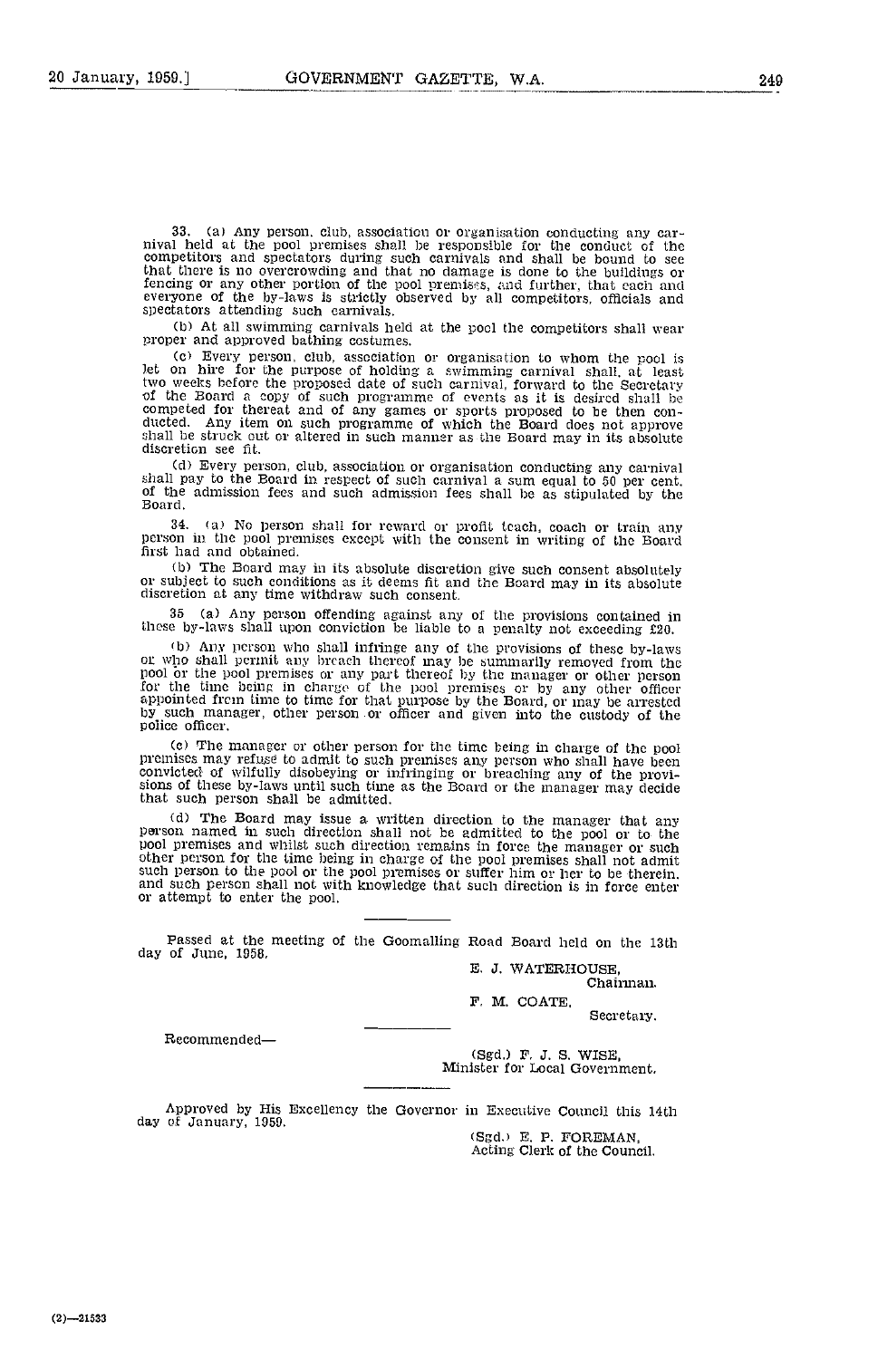33. (a) Any person, club, association or organisation conducting any carnival held at the pool premises shall be responsible for the conduct of the competitors and spectators during such carnivals and shall be bound to see that there is no overcrowding and that no damage is done to the buildings or fencing or any other portion of the pool premises, and further, that each and everyone of the by-laws is strictly observed by all competitors, officials and spectators attending such carnivals.

(b) At all swimming carnivals held at the pool the competitors shall wear proper and approved bathing costumes.

(c) Every person, club, association or organisation to whom the pool is let on hire for the purpose of holding a swimming carnival shall, at least two weeks before the proposed date of such carnival, forward to the Secretary of the Board a copy of such programme of events as it is desired shall be competed for thereat and of any games or sports proposed to be then conducted. Any item on such programme of which the Board does not approve shall be struck out or altered in such manner as the Board may in its absolute discretion see fit.

(d) Every person, club, association or organisation conducting any carnival shall pay to the Board in respect of such carnival a sum equal to 50 per cent. of the admission fees and such admission fees shall be as stipulated by the Board.

34. (a) No person shall for reward or profit teach, coach or train any person in the pool premises except with the consent in writing of the Board first had and obtained.

(b) The Board may in its absolute discretion give such consent absolutely or subject to such conditions as it deems fit and the Board may in its absolute discretion at any time withdraw such consent.

35 (a) Any person offending against any of the provisions contained in these by-laws shall upon conviction be liable to a penalty not exceeding £20.

(b) Any person who shall infringe any of the provisions of these by-laws or who shall permit any breach thereof may be summarily removed from the pool or the pool premises or any part thereof by the manager or other person for the time being in charge of the pool premises or by any other officer appointed from time to time for that purpose by the Board, or may be arrested by such manager, other person or officer and given into the custody of the police officer.

(c) The manager or other person for the time being in charge of the pool premises may refuse to admit to such premises any person who shall have been convicted of wilfully disobeying or infringing or breaching any of the provisions of these by-laws until such time as the Board or the manager may decide that such person shall be admitted.

(d) The Board may issue a written direction to the manager that any person named in such direction shall not be admitted to the pool or to the pool premises and whilst such direction remains in force the manager or such other person for the time being in charge of the pool premises shall not admit such person to the pool or the pool premises or suffer him or her to be therein, and such person shall not with knowledge that such direction is in force enter or attempt to enter the pool.

---

Passed at the meeting of the Goomalling Road Board held on the 13th day of June, 1958.

E. J. WATERHOUSE,
Chairman.

F. M. COATE,
Secretary.

---

Recommended—

(Sgd.) F. J. S. WISE,
Minister for Local Government.

---

Approved by His Excellency the Governor in Executive Council this 14th day of January, 1959.

(Sgd.) E. P. FOREMAN,
Acting Clerk of the Council.

(2)—21533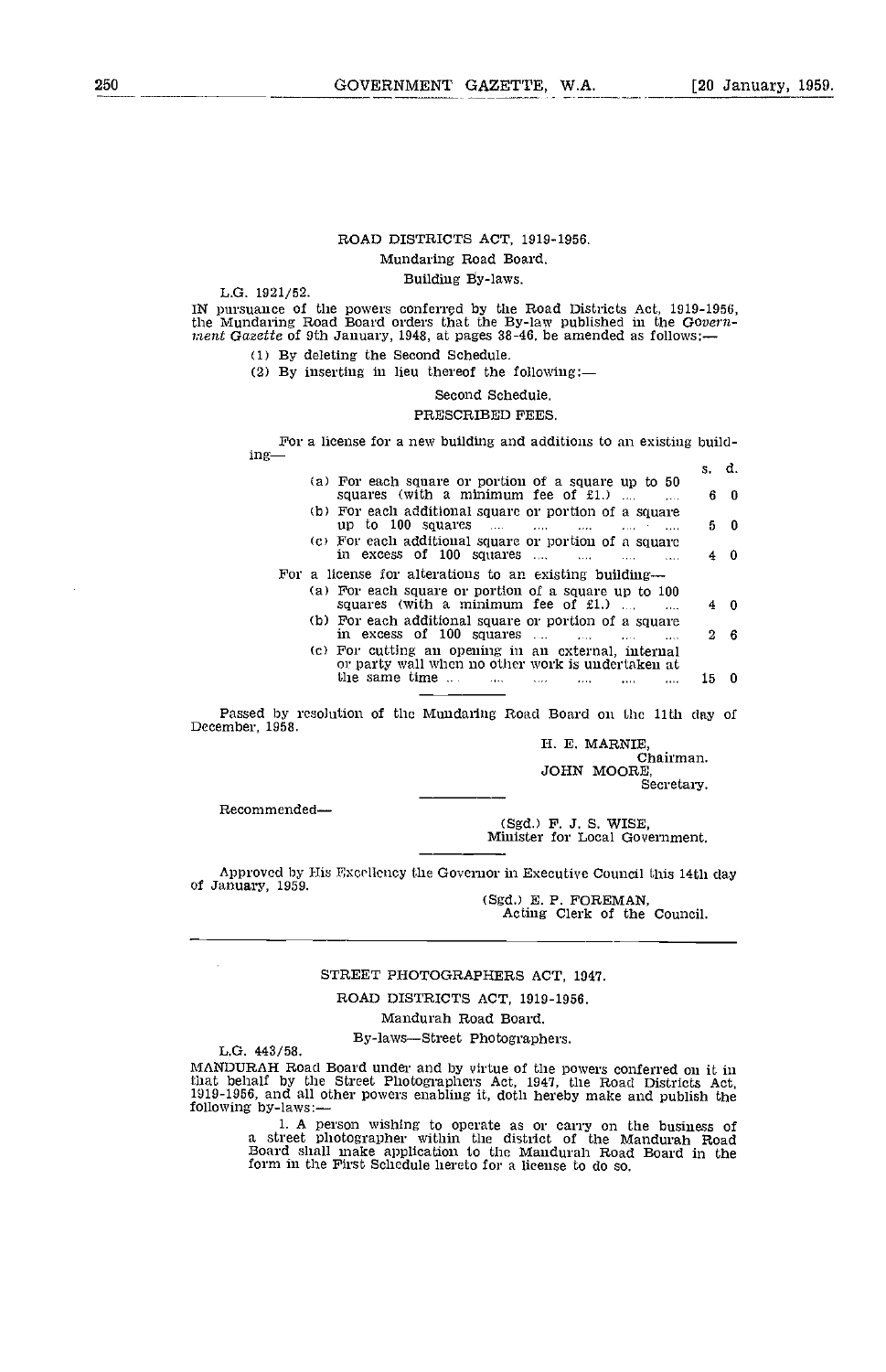ROAD DISTRICTS ACT, 1919-1956.

Mundaring Road Board.

Building By-laws.

L.G. 1921/52.

IN pursuance of the powers conferred by the Road Districts Act, 1919-1956, the Mundaring Road Board orders that the By-law published in the *Government Gazette* of 9th January, 1948, at pages 38-46, be amended as follows:—

(1) By deleting the Second Schedule.

(2) By inserting in lieu thereof the following:—

Second Schedule.

PRESCRIBED FEES.

For a license for a new building and additions to an existing building—

| | s. | d. |
|---|---|---|
| (a) For each square or portion of a square up to 50 squares (with a minimum fee of £1.) .... .... | 6 | 0 |
| (b) For each additional square or portion of a square up to 100 squares .... .... .... .... .... | 5 | 0 |
| (c) For each additional square or portion of a square in excess of 100 squares .... .... .... .... | 4 | 0 |

For a license for alterations to an existing building—

| | s. | d. |
|---|---|---|
| (a) For each square or portion of a square up to 100 squares (with a minimum fee of £1.) .... .... | 4 | 0 |
| (b) For each additional square or portion of a square in excess of 100 squares .... .... .... .... | 2 | 6 |
| (c) For cutting an opening in an external, internal or party wall when no other work is undertaken at the same time .... .... .... .... .... .... | 15 | 0 |

Passed by resolution of the Mundaring Road Board on the 11th day of December, 1958.

H. E. MARNIE,
Chairman.
JOHN MOORE,
Secretary.

Recommended—

(Sgd.) F. J. S. WISE,
Minister for Local Government.

Approved by His Excellency the Governor in Executive Council this 14th day of January, 1959.

(Sgd.) E. P. FOREMAN,
Acting Clerk of the Council.

---

STREET PHOTOGRAPHERS ACT, 1947.

ROAD DISTRICTS ACT, 1919-1956.

Mandurah Road Board.

By-laws—Street Photographers.

L.G. 443/58.

MANDURAH Road Board under and by virtue of the powers conferred on it in that behalf by the Street Photographers Act, 1947, the Road Districts Act, 1919-1956, and all other powers enabling it, doth hereby make and publish the following by-laws:—

1. A person wishing to operate as or carry on the business of a street photographer within the district of the Mandurah Road Board shall make application to the Mandurah Road Board in the form in the First Schedule hereto for a license to do so.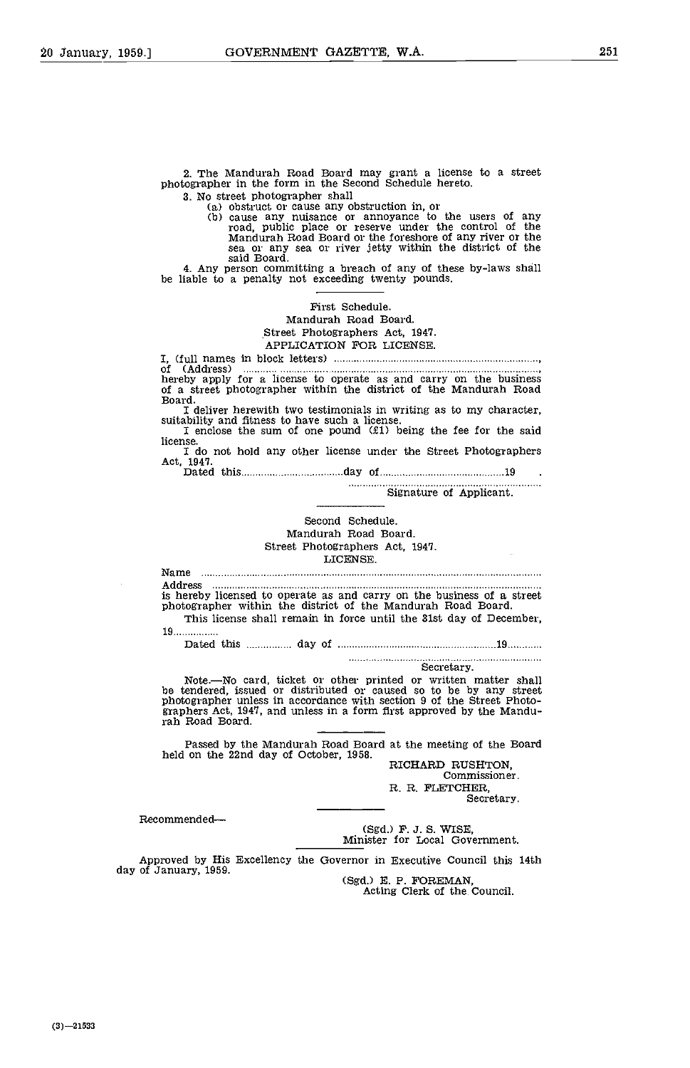2. The Mandurah Road Board may grant a license to a street photographer in the form in the Second Schedule hereto.

3. No street photographer shall

(a) obstruct or cause any obstruction in, or

(b) cause any nuisance or annoyance to the users of any road, public place or reserve under the control of the Mandurah Road Board or the foreshore of any river or the sea or any sea or river jetty within the district of the said Board.

4. Any person committing a breach of any of these by-laws shall be liable to a penalty not exceeding twenty pounds.

---

First Schedule.
Mandurah Road Board.
Street Photographers Act, 1947.
APPLICATION FOR LICENSE.

I, (full names in block letters) ......................................................................,
of (Address) ..........................................................................................,
hereby apply for a license to operate as and carry on the business of a street photographer within the district of the Mandurah Road Board.

I deliver herewith two testimonials in writing as to my character, suitability and fitness to have such a license.

I enclose the sum of one pound (£1) being the fee for the said license.

I do not hold any other license under the Street Photographers Act, 1947.

Dated this.................................day of...........................................19 .

..........................................................................
Signature of Applicant.

---

Second Schedule.
Mandurah Road Board.
Street Photographers Act, 1947.
LICENSE.

Name ..........................................................................................................
Address .......................................................................................................
is hereby licensed to operate as and carry on the business of a street photographer within the district of the Mandurah Road Board.

This license shall remain in force until the 31st day of December, 19...............

Dated this ............... day of ......................................................19............

..........................................................................
Secretary.

Note.—No card, ticket or other printed or written matter shall be tendered, issued or distributed or caused so to be by any street photographer unless in accordance with section 9 of the Street Photographers Act, 1947, and unless in a form first approved by the Mandurah Road Board.

---

Passed by the Mandurah Road Board at the meeting of the Board held on the 22nd day of October, 1958.

RICHARD RUSHTON,
Commissioner.
R. R. FLETCHER,
Secretary.

---

Recommended—

(Sgd.) F. J. S. WISE,
Minister for Local Government.

Approved by His Excellency the Governor in Executive Council this 14th day of January, 1959.

(Sgd.) E. P. FOREMAN,
Acting Clerk of the Council.

(3)—21533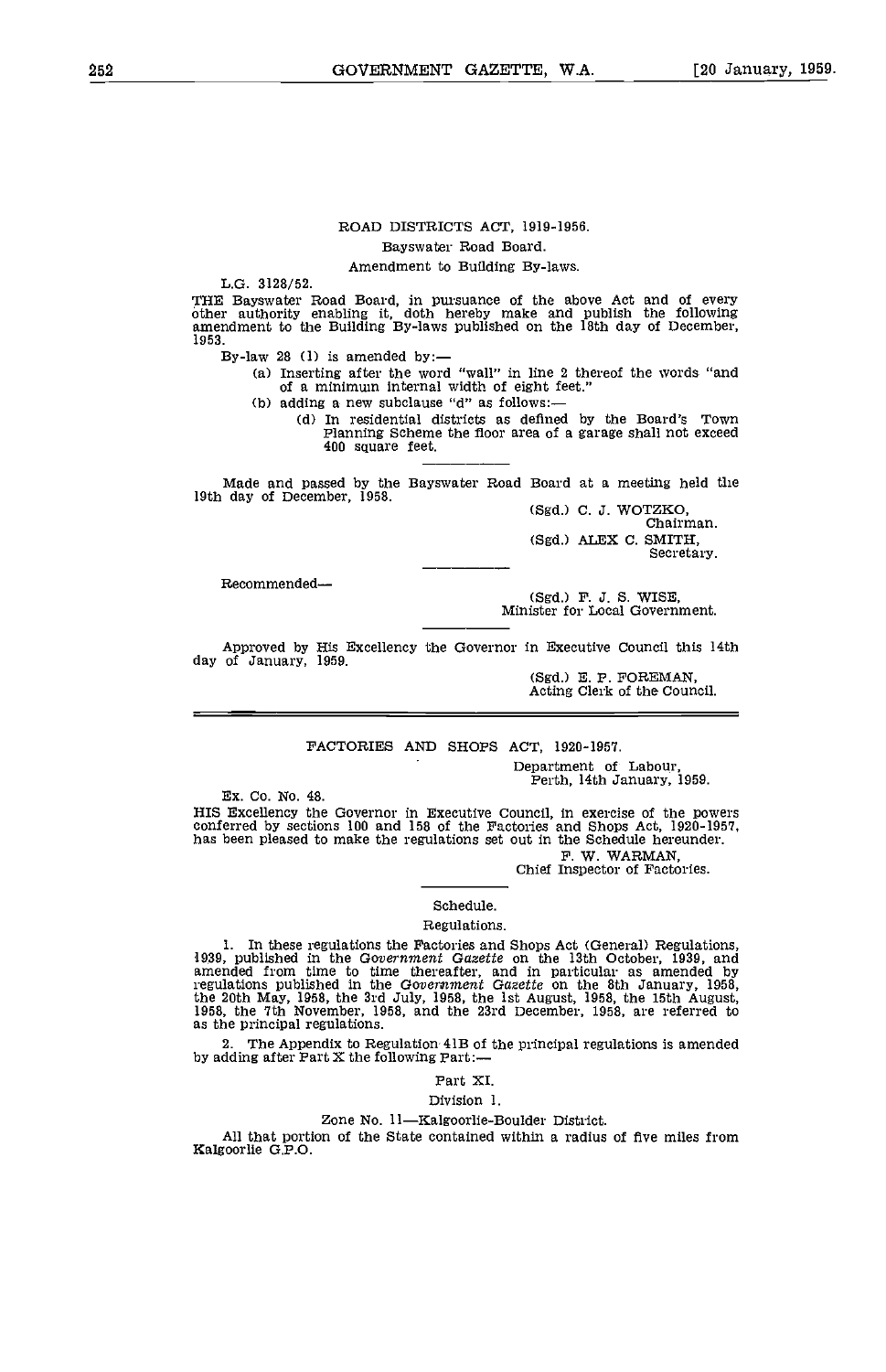ROAD DISTRICTS ACT, 1919-1956.

Bayswater Road Board.

Amendment to Building By-laws.

L.G. 3128/52.

THE Bayswater Road Board, in pursuance of the above Act and of every other authority enabling it, doth hereby make and publish the following amendment to the Building By-laws published on the 18th day of December, 1953.

By-law 28 (1) is amended by:—

(a) Inserting after the word "wall" in line 2 thereof the words "and of a minimum internal width of eight feet."

(b) adding a new subclause "d" as follows:—

(d) In residential districts as defined by the Board's Town Planning Scheme the floor area of a garage shall not exceed 400 square feet.

---

Made and passed by the Bayswater Road Board at a meeting held the 19th day of December, 1958.

(Sgd.) C. J. WOTZKO,
Chairman.

(Sgd.) ALEX C. SMITH,
Secretary.

---

Recommended—

(Sgd.) F. J. S. WISE,
Minister for Local Government.

---

Approved by His Excellency the Governor in Executive Council this 14th day of January, 1959.

(Sgd.) E. P. FOREMAN,
Acting Clerk of the Council.

---

FACTORIES AND SHOPS ACT, 1920-1957.

Department of Labour,
Perth, 14th January, 1959.

Ex. Co. No. 48.

HIS Excellency the Governor in Executive Council, in exercise of the powers conferred by sections 100 and 158 of the Factories and Shops Act, 1920-1957, has been pleased to make the regulations set out in the Schedule hereunder.

F. W. WARMAN,
Chief Inspector of Factories.

---

Schedule.

Regulations.

1. In these regulations the Factories and Shops Act (General) Regulations, 1939, published in the *Government Gazette* on the 13th October, 1939, and amended from time to time thereafter, and in particular as amended by regulations published in the *Government Gazette* on the 8th January, 1958, the 20th May, 1958, the 3rd July, 1958, the 1st August, 1958, the 15th August, 1958, the 7th November, 1958, and the 23rd December, 1958, are referred to as the principal regulations.

2. The Appendix to Regulation 41B of the principal regulations is amended by adding after Part X the following Part:—

Part XI.

Division 1.

Zone No. 11—Kalgoorlie-Boulder District.

All that portion of the State contained within a radius of five miles from Kalgoorlie G.P.O.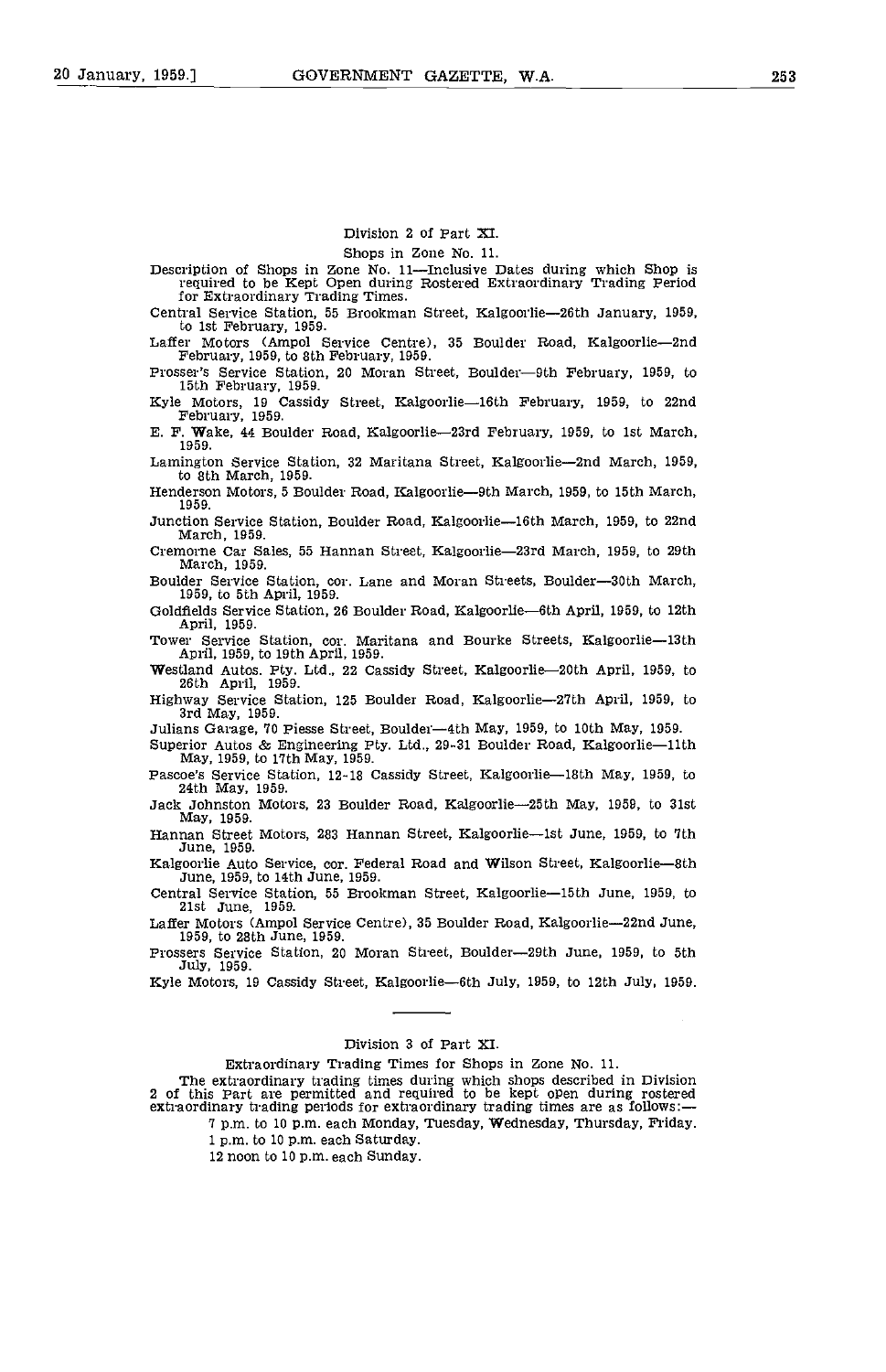## Division 2 of Part XI.

### Shops in Zone No. 11.

Description of Shops in Zone No. 11—Inclusive Dates during which Shop is required to be Kept Open during Rostered Extraordinary Trading Period for Extraordinary Trading Times.

Central Service Station, 55 Brookman Street, Kalgoorlie—26th January, 1959, to 1st February, 1959.

Laffer Motors (Ampol Service Centre), 35 Boulder Road, Kalgoorlie—2nd February, 1959, to 8th February, 1959.

Prosser's Service Station, 20 Moran Street, Boulder—9th February, 1959, to 15th February, 1959.

Kyle Motors, 19 Cassidy Street, Kalgoorlie—16th February, 1959, to 22nd February, 1959.

E. F. Wake, 44 Boulder Road, Kalgoorlie—23rd February, 1959, to 1st March, 1959.

Lamington Service Station, 32 Maritana Street, Kalgoorlie—2nd March, 1959, to 8th March, 1959.

Henderson Motors, 5 Boulder Road, Kalgoorlie—9th March, 1959, to 15th March, 1959.

Junction Service Station, Boulder Road, Kalgoorlie—16th March, 1959, to 22nd March, 1959.

Cremorne Car Sales, 55 Hannan Street, Kalgoorlie—23rd March, 1959, to 29th March, 1959.

Boulder Service Station, cor. Lane and Moran Streets, Boulder—30th March, 1959, to 5th April, 1959.

Goldfields Service Station, 26 Boulder Road, Kalgoorlie—6th April, 1959, to 12th April, 1959.

Tower Service Station, cor. Maritana and Bourke Streets, Kalgoorlie—13th April, 1959, to 19th April, 1959.

Westland Autos. Pty. Ltd., 22 Cassidy Street, Kalgoorlie—20th April, 1959, to 26th April, 1959.

Highway Service Station, 125 Boulder Road, Kalgoorlie—27th April, 1959, to 3rd May, 1959.

Julians Garage, 70 Piesse Street, Boulder—4th May, 1959, to 10th May, 1959.

Superior Autos & Engineering Pty. Ltd., 29-31 Boulder Road, Kalgoorlie—11th May, 1959, to 17th May, 1959.

Pascoe's Service Station, 12-18 Cassidy Street, Kalgoorlie—18th May, 1959, to 24th May, 1959.

Jack Johnston Motors, 23 Boulder Road, Kalgoorlie—25th May, 1959, to 31st May, 1959.

Hannan Street Motors, 283 Hannan Street, Kalgoorlie—1st June, 1959, to 7th June, 1959.

Kalgoorlie Auto Service, cor. Federal Road and Wilson Street, Kalgoorlie—8th June, 1959, to 14th June, 1959.

Central Service Station, 55 Brookman Street, Kalgoorlie—15th June, 1959, to 21st June, 1959.

Laffer Motors (Ampol Service Centre), 35 Boulder Road, Kalgoorlie—22nd June, 1959, to 28th June, 1959.

Prossers Service Station, 20 Moran Street, Boulder—29th June, 1959, to 5th July, 1959.

Kyle Motors, 19 Cassidy Street, Kalgoorlie—6th July, 1959, to 12th July, 1959.

---

## Division 3 of Part XI.

### Extraordinary Trading Times for Shops in Zone No. 11.

The extraordinary trading times during which shops described in Division 2 of this Part are permitted and required to be kept open during rostered extraordinary trading periods for extraordinary trading times are as follows:—

7 p.m. to 10 p.m. each Monday, Tuesday, Wednesday, Thursday, Friday.

1 p.m. to 10 p.m. each Saturday.

12 noon to 10 p.m. each Sunday.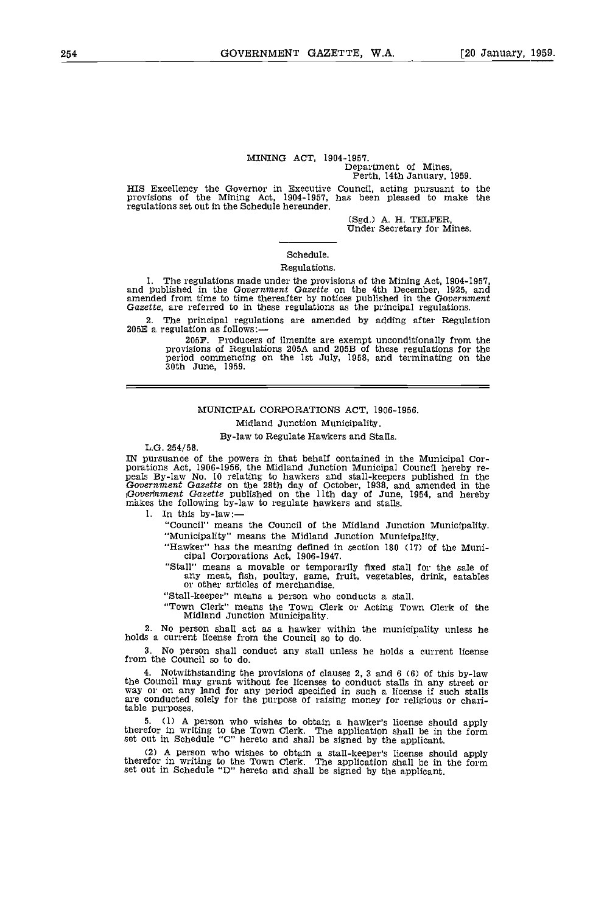## MINING ACT, 1904-1957.

Department of Mines,
Perth, 14th January, 1959.

HIS Excellency the Governor in Executive Council, acting pursuant to the provisions of the Mining Act, 1904-1957, has been pleased to make the regulations set out in the Schedule hereunder.

(Sgd.) A. H. TELFER,
Under Secretary for Mines.

---

Schedule.

Regulations.

1. The regulations made under the provisions of the Mining Act, 1904-1957, and published in the *Government Gazette* on the 4th December, 1925, and amended from time to time thereafter by notices published in the *Government Gazette*, are referred to in these regulations as the principal regulations.

2. The principal regulations are amended by adding after Regulation 205E a regulation as follows:—

> 205F. Producers of ilmenite are exempt unconditionally from the provisions of Regulations 205A and 205B of these regulations for the period commencing on the 1st July, 1958, and terminating on the 30th June, 1959.

---

## MUNICIPAL CORPORATIONS ACT, 1906-1956.

Midland Junction Municipality.

By-law to Regulate Hawkers and Stalls.

L.G. 254/58.

IN pursuance of the powers in that behalf contained in the Municipal Corporations Act, 1906-1956, the Midland Junction Municipal Council hereby repeals By-law No. 10 relating to hawkers and stall-keepers published in the *Government Gazette* on the 28th day of October, 1938, and amended in the *Government Gazette* published on the 11th day of June, 1954, and hereby makes the following by-law to regulate hawkers and stalls.

1. In this by-law:—

   "Council" means the Council of the Midland Junction Municipality.

   "Municipality" means the Midland Junction Municipality.

   "Hawker" has the meaning defined in section 180 (17) of the Municipal Corporations Act, 1906-1947.

   "Stall" means a movable or temporarily fixed stall for the sale of any meat, fish, poultry, game, fruit, vegetables, drink, eatables or other articles of merchandise.

   "Stall-keeper" means a person who conducts a stall.

   "Town Clerk" means the Town Clerk or Acting Town Clerk of the Midland Junction Municipality.

2. No person shall act as a hawker within the municipality unless he holds a current license from the Council so to do.

3. No person shall conduct any stall unless he holds a current license from the Council so to do.

4. Notwithstanding the provisions of clauses 2, 3 and 6 (6) of this by-law the Council may grant without fee licenses to conduct stalls in any street or way or on any land for any period specified in such a license if such stalls are conducted solely for the purpose of raising money for religious or charitable purposes.

5. (1) A person who wishes to obtain a hawker's license should apply therefor in writing to the Town Clerk. The application shall be in the form set out in Schedule "C" hereto and shall be signed by the applicant.

(2) A person who wishes to obtain a stall-keeper's license should apply therefor in writing to the Town Clerk. The application shall be in the form set out in Schedule "D" hereto and shall be signed by the applicant.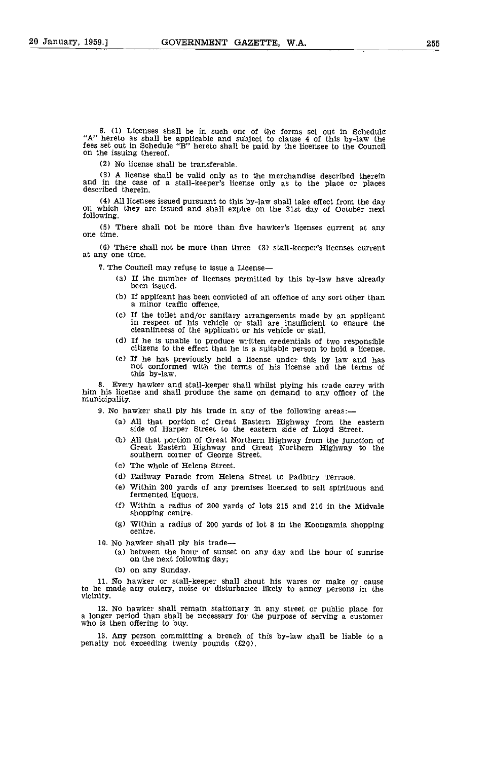6. (1) Licenses shall be in such one of the forms set out in Schedule "A" hereto as shall be applicable and subject to clause 4 of this by-law the fees set out in Schedule "B" hereto shall be paid by the licensee to the Council on the issuing thereof.

(2) No license shall be transferable.

(3) A license shall be valid only as to the merchandise described therein and in the case of a stall-keeper's license only as to the place or places described therein.

(4) All licenses issued pursuant to this by-law shall take effect from the day on which they are issued and shall expire on the 31st day of October next following.

(5) There shall not be more than five hawker's licenses current at any one time.

(6) There shall not be more than three (3) stall-keeper's licenses current at any one time.

7. The Council may refuse to issue a License—

(a) If the number of licenses permitted by this by-law have already been issued.

(b) If applicant has been convicted of an offence of any sort other than a minor traffic offence.

(c) If the toilet and/or sanitary arrangements made by an applicant in respect of his vehicle or stall are insufficient to ensure the cleanlineess of the applicant or his vehicle or stall.

(d) If he is unable to produce written credentials of two responsible citizens to the effect that he is a suitable person to hold a license.

(e) If he has previously held a license under this by law and has not conformed with the terms of his license and the terms of this by-law.

8. Every hawker and stall-keeper shall whilst plying his trade carry with him his license and shall produce the same on demand to any officer of the municipality.

9. No hawker shall ply his trade in any of the following areas:—

(a) All that portion of Great Eastern Highway from the eastern side of Harper Street to the eastern side of Lloyd Street.

(b) All that portion of Great Northern Highway from the junction of Great Eastern Highway and Great Northern Highway to the southern corner of George Street.

(c) The whole of Helena Street.

(d) Railway Parade from Helena Street to Padbury Terrace.

(e) Within 200 yards of any premises licensed to sell spirituous and fermented liquors.

(f) Within a radius of 200 yards of lots 215 and 216 in the Midvale shopping centre.

(g) Within a radius of 200 yards of lot 8 in the Koongamia shopping centre.

10. No hawker shall ply his trade—

(a) between the hour of sunset on any day and the hour of sunrise on the next following day;

(b) on any Sunday.

11. No hawker or stall-keeper shall shout his wares or make or cause to be made any outcry, noise or disturbance likely to annoy persons in the vicinity.

12. No hawker shall remain stationary in any street or public place for a longer period than shall be necessary for the purpose of serving a customer who is then offering to buy.

13. Any person committing a breach of this by-law shall be liable to a penalty not exceeding twenty pounds (£20).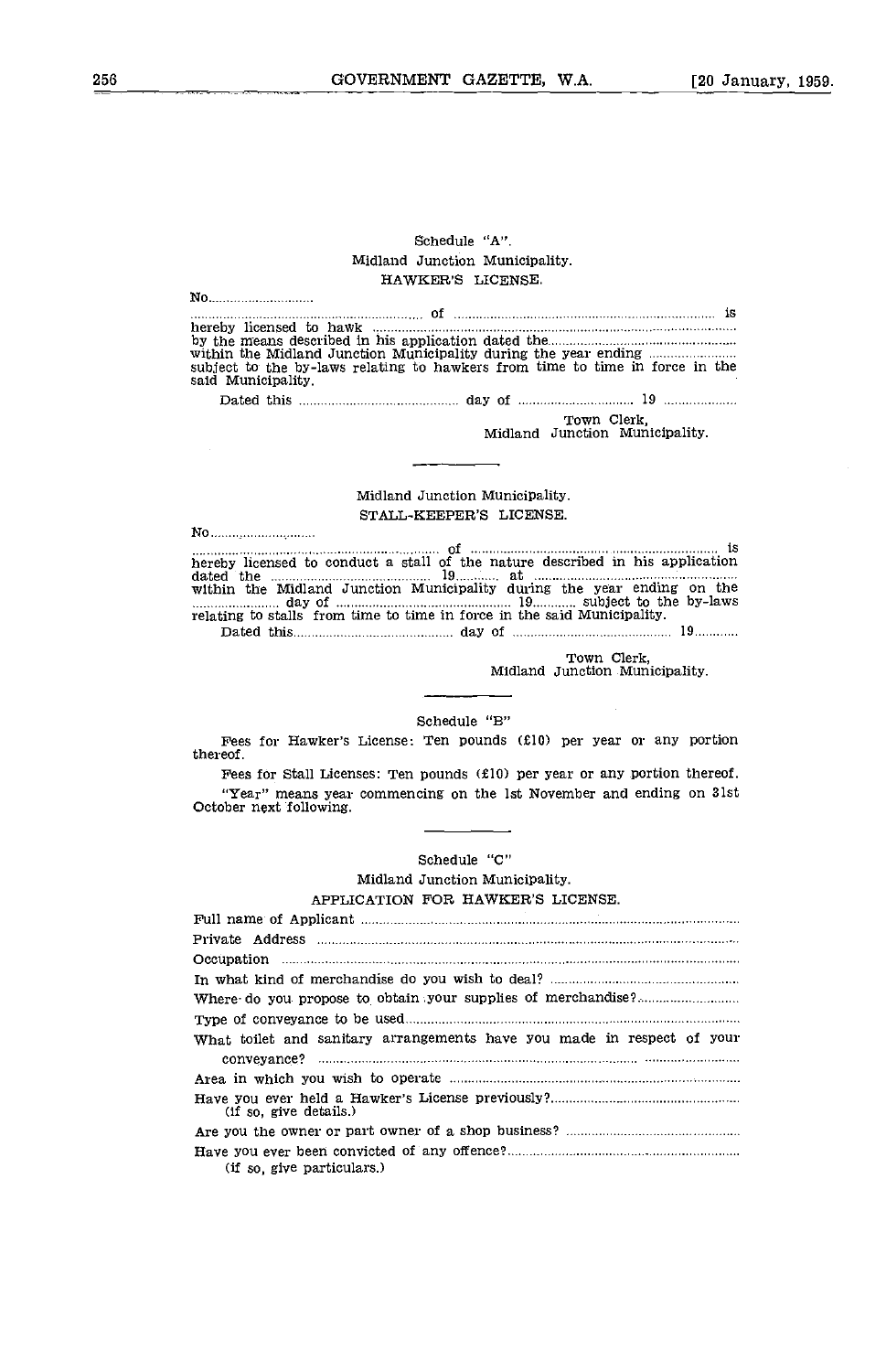Schedule "A".

Midland Junction Municipality.

HAWKER'S LICENSE.

No.............................

............................................................. of ............................................................................ is hereby licensed to hawk ............................................................................................... by the means described in his application dated the.................................................. within the Midland Junction Municipality during the year ending ........................ subject to the by-laws relating to hawkers from time to time in force in the said Municipality.

Dated this ........................................... day of ............................... 19 ....................

Town Clerk,
Midland Junction Municipality.

---

Midland Junction Municipality.

STALL-KEEPER'S LICENSE.

No.............................

............................................................. of ............................................................................ is hereby licensed to conduct a stall of the nature described in his application dated the ........................................... 19............ at ........................................................ within the Midland Junction Municipality during the year ending on the ........................ day of ................................................ 19............ subject to the by-laws relating to stalls from time to time in force in the said Municipality.

Dated this........................................... day of ........................................... 19............

Town Clerk,
Midland Junction Municipality.

---

Schedule "B"

Fees for Hawker's License: Ten pounds (£10) per year or any portion thereof.

Fees for Stall Licenses: Ten pounds (£10) per year or any portion thereof.

"Year" means year commencing on the 1st November and ending on 31st October next following.

---

Schedule "C"

Midland Junction Municipality.

APPLICATION FOR HAWKER'S LICENSE.

Full name of Applicant ..............................................................................................

Private Address ..........................................................................................................

Occupation ..................................................................................................................

In what kind of merchandise do you wish to deal? ....................................................

Where do you propose to obtain your supplies of merchandise?...............................

Type of conveyance to be used....................................................................................

What toilet and sanitary arrangements have you made in respect of your conveyance? ..........................................................................................................

Area in which you wish to operate .............................................................................

Have you ever held a Hawker's License previously?.................................................
(If so, give details.)

Are you the owner or part owner of a shop business? ...............................................

Have you ever been convicted of any offence?...........................................................
(If so, give particulars.)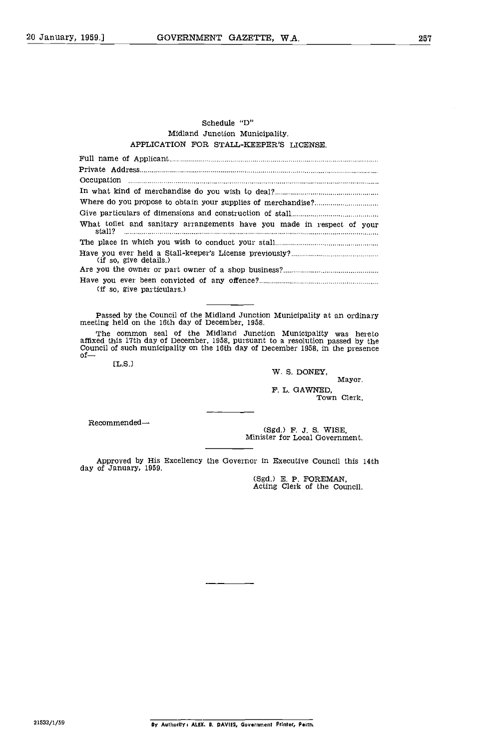Schedule "D"

Midland Junction Municipality.

APPLICATION FOR STALL-KEEPER'S LICENSE.

Full name of Applicant........................................................................................................

Private Address....................................................................................................................

Occupation ...........................................................................................................................

In what kind of merchandise do you wish to deal?....................................................

Where do you propose to obtain your supplies of merchandise?...............................

Give particulars of dimensions and construction of stall...........................................

What toilet and sanitary arrangements have you made in respect of your stall? ...................................................................................................................................

The place in which you wish to conduct your stall....................................................

Have you ever held a Stall-keeper's License previously?............................................
(if so, give details.)

Are you the owner or part owner of a shop business?...............................................

Have you ever been convicted of any offence?............................................................
(if so, give particulars.)

---

Passed by the Council of the Midland Junction Municipality at an ordinary meeting held on the 16th day of December, 1958.

The common seal of the Midland Junction Municipality was hereto affixed this 17th day of December, 1958, pursuant to a resolution passed by the Council of such municipality on the 16th day of December 1958, in the presence of—

[L.S.]

W. S. DONEY,
Mayor.

F. L. GAWNED,
Town Clerk.

---

Recommended—

(Sgd.) F. J. S. WISE,
Minister for Local Government.

---

Approved by His Excellency the Governor in Executive Council this 14th day of January, 1959.

(Sgd.) E. P. FOREMAN,
Acting Clerk of the Council.

---

21533/1/59

By Authority: ALEX. B. DAVIES, Government Printer, Perth.